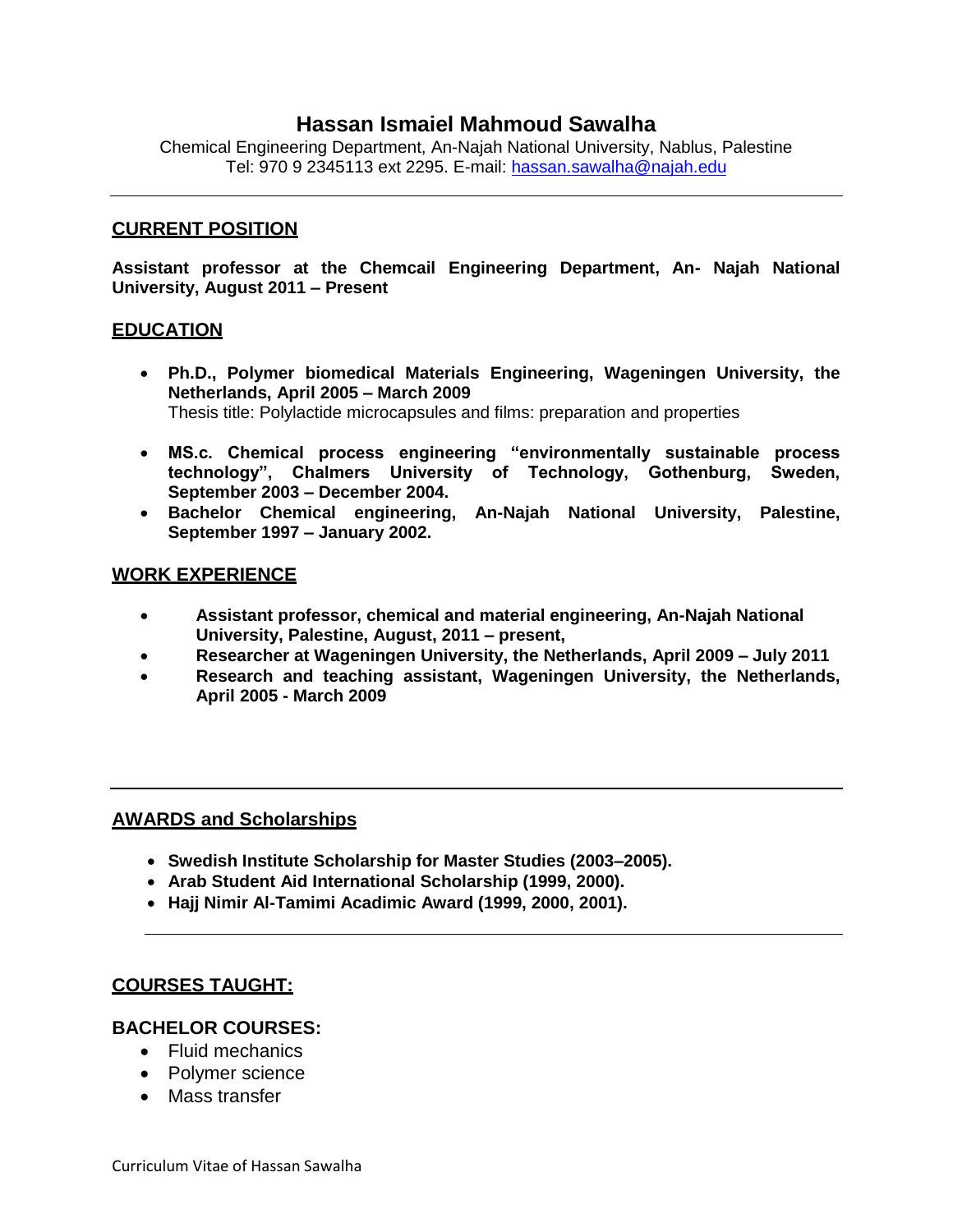# Hassan Ismaiel Mahmoud Sawalha

Chemical Engineering Department, An-Najah National University, Nablus, Palestine
Tel: 970 9 2345113 ext 2295. E-mail: hassan.sawalha@najah.edu

---

## CURRENT POSITION

**Assistant professor at the Chemcail Engineering Department, An- Najah National University, August 2011 – Present**

## EDUCATION

- **Ph.D., Polymer biomedical Materials Engineering, Wageningen University, the Netherlands, April 2005 – March 2009**
  Thesis title: Polylactide microcapsules and films: preparation and properties
- **MS.c. Chemical process engineering "environmentally sustainable process technology", Chalmers University of Technology, Gothenburg, Sweden, September 2003 – December 2004.**
- **Bachelor Chemical engineering, An-Najah National University, Palestine, September 1997 – January 2002.**

## WORK EXPERIENCE

- **Assistant professor, chemical and material engineering, An-Najah National University, Palestine, August, 2011 – present,**
- **Researcher at Wageningen University, the Netherlands, April 2009 – July 2011**
- **Research and teaching assistant, Wageningen University, the Netherlands, April 2005 - March 2009**

---

## AWARDS and Scholarships

- **Swedish Institute Scholarship for Master Studies (2003–2005).**
- **Arab Student Aid International Scholarship (1999, 2000).**
- **Hajj Nimir Al-Tamimi Acadimic Award (1999, 2000, 2001).**

---

## COURSES TAUGHT:

### BACHELOR COURSES:

- Fluid mechanics
- Polymer science
- Mass transfer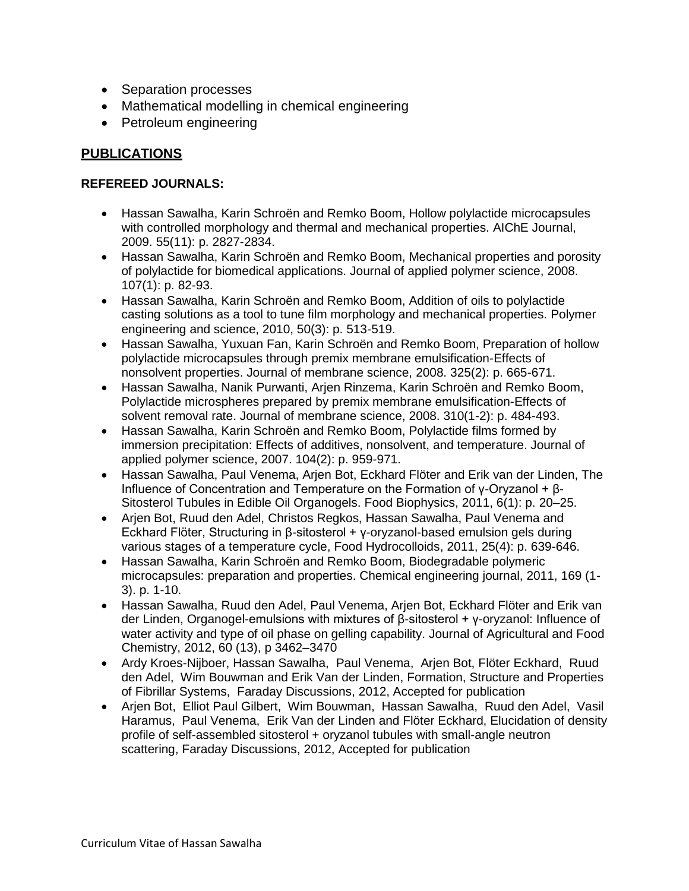- Separation processes
- Mathematical modelling in chemical engineering
- Petroleum engineering

## PUBLICATIONS

### REFEREED JOURNALS:

- Hassan Sawalha, Karin Schroën and Remko Boom, Hollow polylactide microcapsules with controlled morphology and thermal and mechanical properties. AIChE Journal, 2009. 55(11): p. 2827-2834.
- Hassan Sawalha, Karin Schroën and Remko Boom, Mechanical properties and porosity of polylactide for biomedical applications. Journal of applied polymer science, 2008. 107(1): p. 82-93.
- Hassan Sawalha, Karin Schroën and Remko Boom, Addition of oils to polylactide casting solutions as a tool to tune film morphology and mechanical properties. Polymer engineering and science, 2010, 50(3): p. 513-519.
- Hassan Sawalha, Yuxuan Fan, Karin Schroën and Remko Boom, Preparation of hollow polylactide microcapsules through premix membrane emulsification-Effects of nonsolvent properties. Journal of membrane science, 2008. 325(2): p. 665-671.
- Hassan Sawalha, Nanik Purwanti, Arjen Rinzema, Karin Schroën and Remko Boom, Polylactide microspheres prepared by premix membrane emulsification-Effects of solvent removal rate. Journal of membrane science, 2008. 310(1-2): p. 484-493.
- Hassan Sawalha, Karin Schroën and Remko Boom, Polylactide films formed by immersion precipitation: Effects of additives, nonsolvent, and temperature. Journal of applied polymer science, 2007. 104(2): p. 959-971.
- Hassan Sawalha, Paul Venema, Arjen Bot, Eckhard Flöter and Erik van der Linden, The Influence of Concentration and Temperature on the Formation of γ-Oryzanol + β-Sitosterol Tubules in Edible Oil Organogels. Food Biophysics, 2011, 6(1): p. 20–25.
- Arjen Bot, Ruud den Adel, Christos Regkos, Hassan Sawalha, Paul Venema and Eckhard Flöter, Structuring in β-sitosterol + γ-oryzanol-based emulsion gels during various stages of a temperature cycle, Food Hydrocolloids, 2011, 25(4): p. 639-646.
- Hassan Sawalha, Karin Schroën and Remko Boom, Biodegradable polymeric microcapsules: preparation and properties. Chemical engineering journal, 2011, 169 (1-3). p. 1-10.
- Hassan Sawalha, Ruud den Adel, Paul Venema, Arjen Bot, Eckhard Flöter and Erik van der Linden, Organogel-emulsions with mixtures of β-sitosterol + γ-oryzanol: Influence of water activity and type of oil phase on gelling capability. Journal of Agricultural and Food Chemistry, 2012, 60 (13), p 3462–3470
- Ardy Kroes-Nijboer, Hassan Sawalha, Paul Venema, Arjen Bot, Flöter Eckhard, Ruud den Adel, Wim Bouwman and Erik Van der Linden, Formation, Structure and Properties of Fibrillar Systems, Faraday Discussions, 2012, Accepted for publication
- Arjen Bot, Elliot Paul Gilbert, Wim Bouwman, Hassan Sawalha, Ruud den Adel, Vasil Haramus, Paul Venema, Erik Van der Linden and Flöter Eckhard, Elucidation of density profile of self-assembled sitosterol + oryzanol tubules with small-angle neutron scattering, Faraday Discussions, 2012, Accepted for publication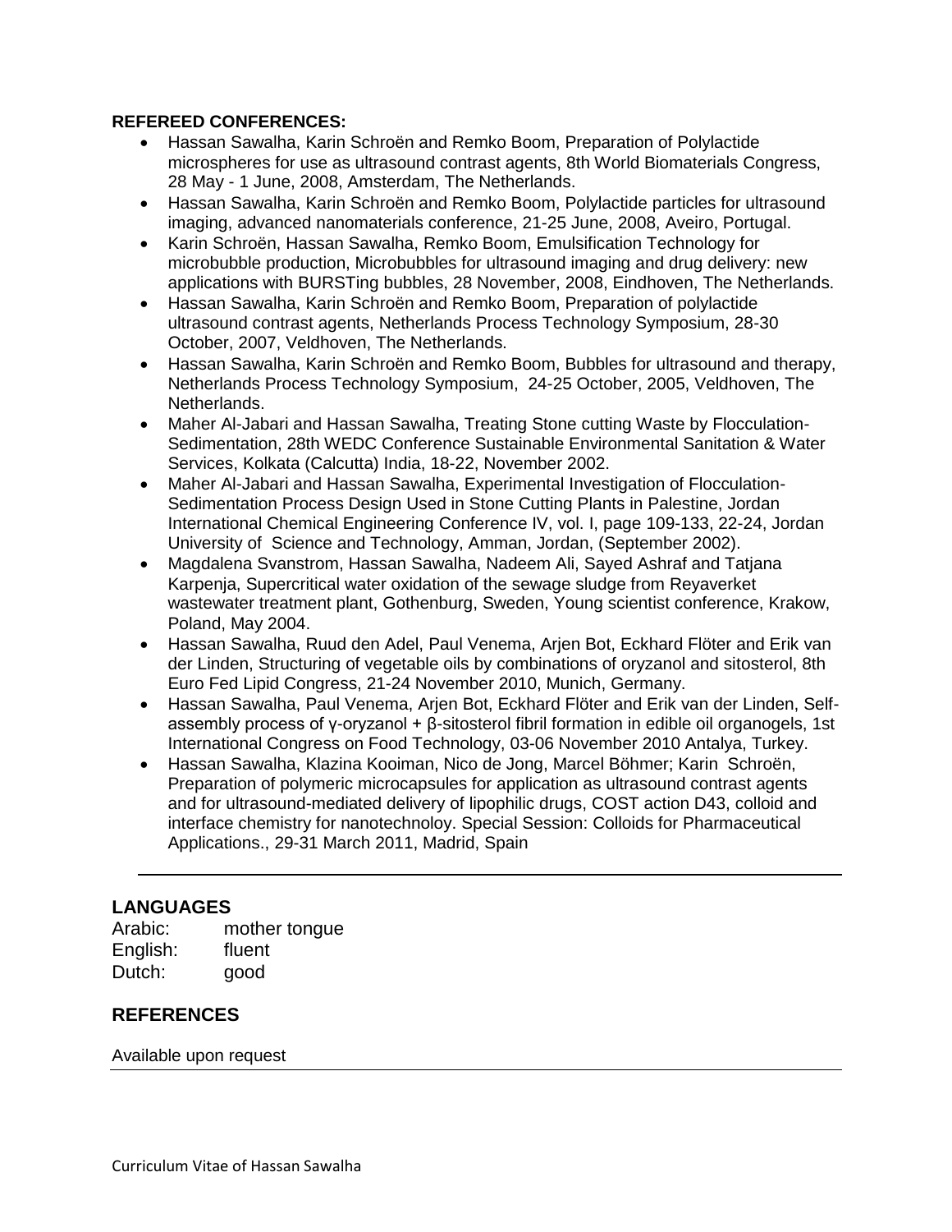**REFEREED CONFERENCES:**

- Hassan Sawalha, Karin Schroën and Remko Boom, Preparation of Polylactide microspheres for use as ultrasound contrast agents, 8th World Biomaterials Congress, 28 May - 1 June, 2008, Amsterdam, The Netherlands.
- Hassan Sawalha, Karin Schroën and Remko Boom, Polylactide particles for ultrasound imaging, advanced nanomaterials conference, 21-25 June, 2008, Aveiro, Portugal.
- Karin Schroën, Hassan Sawalha, Remko Boom, Emulsification Technology for microbubble production, Microbubbles for ultrasound imaging and drug delivery: new applications with BURSTing bubbles, 28 November, 2008, Eindhoven, The Netherlands.
- Hassan Sawalha, Karin Schroën and Remko Boom, Preparation of polylactide ultrasound contrast agents, Netherlands Process Technology Symposium, 28-30 October, 2007, Veldhoven, The Netherlands.
- Hassan Sawalha, Karin Schroën and Remko Boom, Bubbles for ultrasound and therapy, Netherlands Process Technology Symposium, 24-25 October, 2005, Veldhoven, The Netherlands.
- Maher Al-Jabari and Hassan Sawalha, Treating Stone cutting Waste by Flocculation-Sedimentation, 28th WEDC Conference Sustainable Environmental Sanitation & Water Services, Kolkata (Calcutta) India, 18-22, November 2002.
- Maher Al-Jabari and Hassan Sawalha, Experimental Investigation of Flocculation-Sedimentation Process Design Used in Stone Cutting Plants in Palestine, Jordan International Chemical Engineering Conference IV, vol. I, page 109-133, 22-24, Jordan University of Science and Technology, Amman, Jordan, (September 2002).
- Magdalena Svanstrom, Hassan Sawalha, Nadeem Ali, Sayed Ashraf and Tatjana Karpenja, Supercritical water oxidation of the sewage sludge from Reyaverket wastewater treatment plant, Gothenburg, Sweden, Young scientist conference, Krakow, Poland, May 2004.
- Hassan Sawalha, Ruud den Adel, Paul Venema, Arjen Bot, Eckhard Flöter and Erik van der Linden, Structuring of vegetable oils by combinations of oryzanol and sitosterol, 8th Euro Fed Lipid Congress, 21-24 November 2010, Munich, Germany.
- Hassan Sawalha, Paul Venema, Arjen Bot, Eckhard Flöter and Erik van der Linden, Self-assembly process of γ-oryzanol + β-sitosterol fibril formation in edible oil organogels, 1st International Congress on Food Technology, 03-06 November 2010 Antalya, Turkey.
- Hassan Sawalha, Klazina Kooiman, Nico de Jong, Marcel Böhmer; Karin Schroën, Preparation of polymeric microcapsules for application as ultrasound contrast agents and for ultrasound-mediated delivery of lipophilic drugs, COST action D43, colloid and interface chemistry for nanotechnoloy. Special Session: Colloids for Pharmaceutical Applications., 29-31 March 2011, Madrid, Spain

---

## LANGUAGES

| | |
|---|---|
| Arabic: | mother tongue |
| English: | fluent |
| Dutch: | good |

## REFERENCES

Available upon request